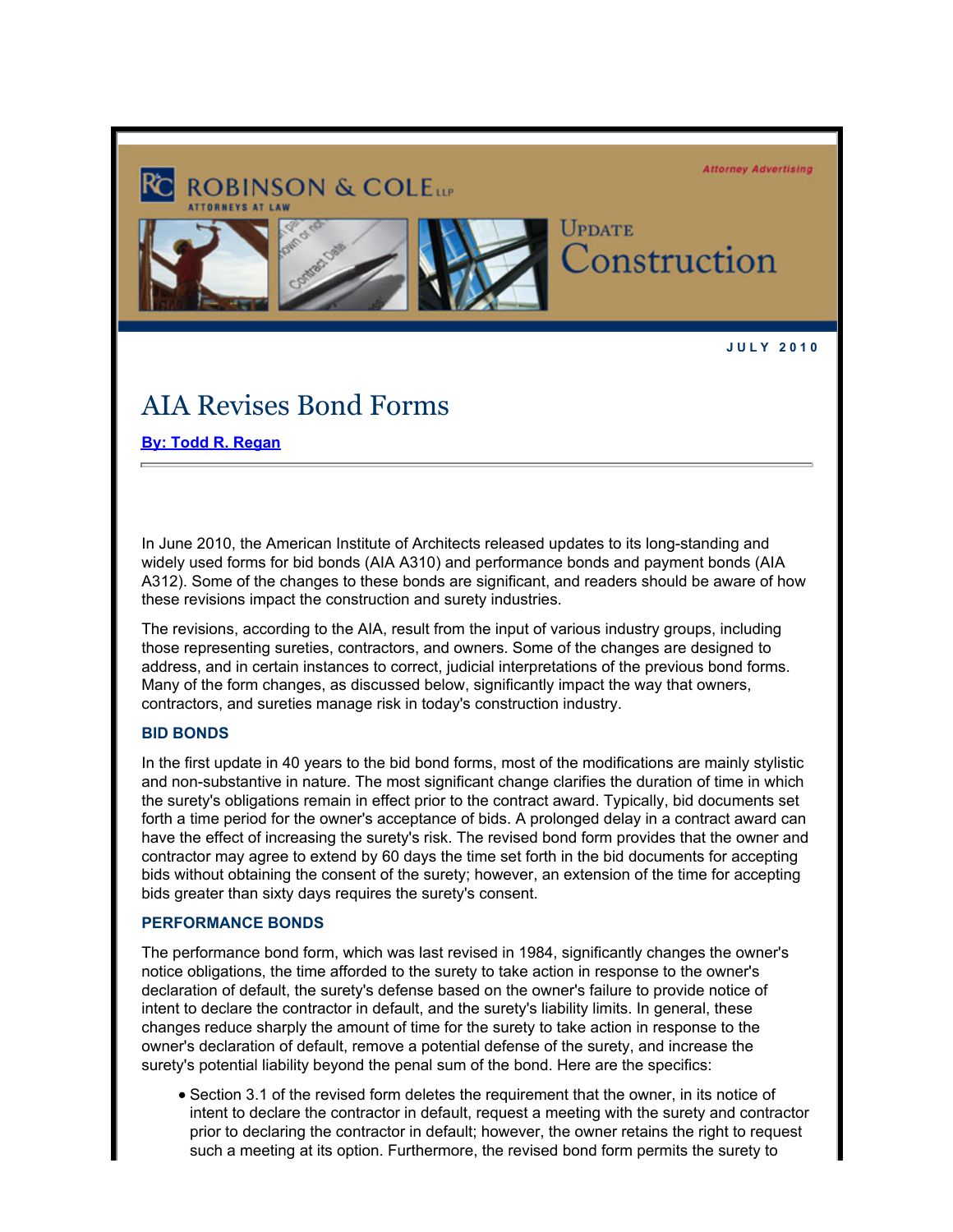Attorney Advertising

ROBINSON & COLE LLP
ATTORNEYS AT LAW

UPDATE
Construction

JULY 2010

# AIA Revises Bond Forms

**By: Todd R. Regan**

In June 2010, the American Institute of Architects released updates to its long-standing and widely used forms for bid bonds (AIA A310) and performance bonds and payment bonds (AIA A312). Some of the changes to these bonds are significant, and readers should be aware of how these revisions impact the construction and surety industries.

The revisions, according to the AIA, result from the input of various industry groups, including those representing sureties, contractors, and owners. Some of the changes are designed to address, and in certain instances to correct, judicial interpretations of the previous bond forms. Many of the form changes, as discussed below, significantly impact the way that owners, contractors, and sureties manage risk in today's construction industry.

### BID BONDS

In the first update in 40 years to the bid bond forms, most of the modifications are mainly stylistic and non-substantive in nature. The most significant change clarifies the duration of time in which the surety's obligations remain in effect prior to the contract award. Typically, bid documents set forth a time period for the owner's acceptance of bids. A prolonged delay in a contract award can have the effect of increasing the surety's risk. The revised bond form provides that the owner and contractor may agree to extend by 60 days the time set forth in the bid documents for accepting bids without obtaining the consent of the surety; however, an extension of the time for accepting bids greater than sixty days requires the surety's consent.

### PERFORMANCE BONDS

The performance bond form, which was last revised in 1984, significantly changes the owner's notice obligations, the time afforded to the surety to take action in response to the owner's declaration of default, the surety's defense based on the owner's failure to provide notice of intent to declare the contractor in default, and the surety's liability limits. In general, these changes reduce sharply the amount of time for the surety to take action in response to the owner's declaration of default, remove a potential defense of the surety, and increase the surety's potential liability beyond the penal sum of the bond. Here are the specifics:

- Section 3.1 of the revised form deletes the requirement that the owner, in its notice of intent to declare the contractor in default, request a meeting with the surety and contractor prior to declaring the contractor in default; however, the owner retains the right to request such a meeting at its option. Furthermore, the revised bond form permits the surety to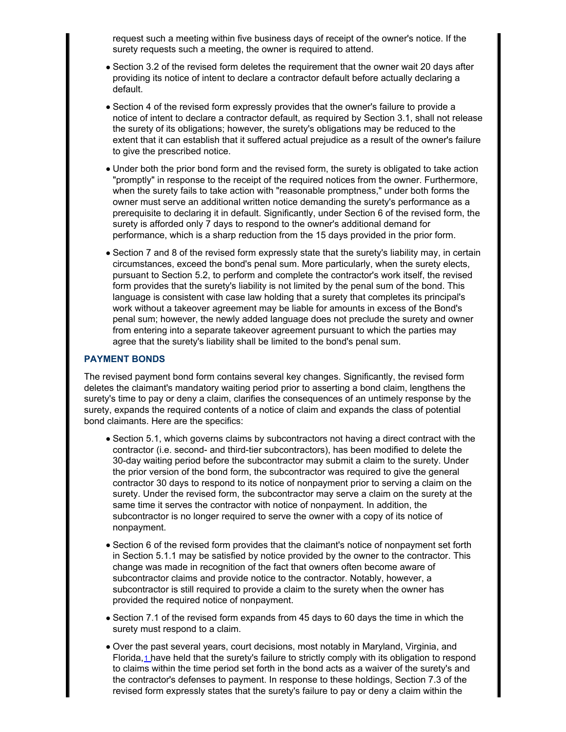request such a meeting within five business days of receipt of the owner's notice. If the surety requests such a meeting, the owner is required to attend.

- Section 3.2 of the revised form deletes the requirement that the owner wait 20 days after providing its notice of intent to declare a contractor default before actually declaring a default.
- Section 4 of the revised form expressly provides that the owner's failure to provide a notice of intent to declare a contractor default, as required by Section 3.1, shall not release the surety of its obligations; however, the surety's obligations may be reduced to the extent that it can establish that it suffered actual prejudice as a result of the owner's failure to give the prescribed notice.
- Under both the prior bond form and the revised form, the surety is obligated to take action "promptly" in response to the receipt of the required notices from the owner. Furthermore, when the surety fails to take action with "reasonable promptness," under both forms the owner must serve an additional written notice demanding the surety's performance as a prerequisite to declaring it in default. Significantly, under Section 6 of the revised form, the surety is afforded only 7 days to respond to the owner's additional demand for performance, which is a sharp reduction from the 15 days provided in the prior form.
- Section 7 and 8 of the revised form expressly state that the surety's liability may, in certain circumstances, exceed the bond's penal sum. More particularly, when the surety elects, pursuant to Section 5.2, to perform and complete the contractor's work itself, the revised form provides that the surety's liability is not limited by the penal sum of the bond. This language is consistent with case law holding that a surety that completes its principal's work without a takeover agreement may be liable for amounts in excess of the Bond's penal sum; however, the newly added language does not preclude the surety and owner from entering into a separate takeover agreement pursuant to which the parties may agree that the surety's liability shall be limited to the bond's penal sum.

### PAYMENT BONDS

The revised payment bond form contains several key changes. Significantly, the revised form deletes the claimant's mandatory waiting period prior to asserting a bond claim, lengthens the surety's time to pay or deny a claim, clarifies the consequences of an untimely response by the surety, expands the required contents of a notice of claim and expands the class of potential bond claimants. Here are the specifics:

- Section 5.1, which governs claims by subcontractors not having a direct contract with the contractor (i.e. second- and third-tier subcontractors), has been modified to delete the 30-day waiting period before the subcontractor may submit a claim to the surety. Under the prior version of the bond form, the subcontractor was required to give the general contractor 30 days to respond to its notice of nonpayment prior to serving a claim on the surety. Under the revised form, the subcontractor may serve a claim on the surety at the same time it serves the contractor with notice of nonpayment. In addition, the subcontractor is no longer required to serve the owner with a copy of its notice of nonpayment.
- Section 6 of the revised form provides that the claimant's notice of nonpayment set forth in Section 5.1.1 may be satisfied by notice provided by the owner to the contractor. This change was made in recognition of the fact that owners often become aware of subcontractor claims and provide notice to the contractor. Notably, however, a subcontractor is still required to provide a claim to the surety when the owner has provided the required notice of nonpayment.
- Section 7.1 of the revised form expands from 45 days to 60 days the time in which the surety must respond to a claim.
- Over the past several years, court decisions, most notably in Maryland, Virginia, and Florida,[1] have held that the surety's failure to strictly comply with its obligation to respond to claims within the time period set forth in the bond acts as a waiver of the surety's and the contractor's defenses to payment. In response to these holdings, Section 7.3 of the revised form expressly states that the surety's failure to pay or deny a claim within the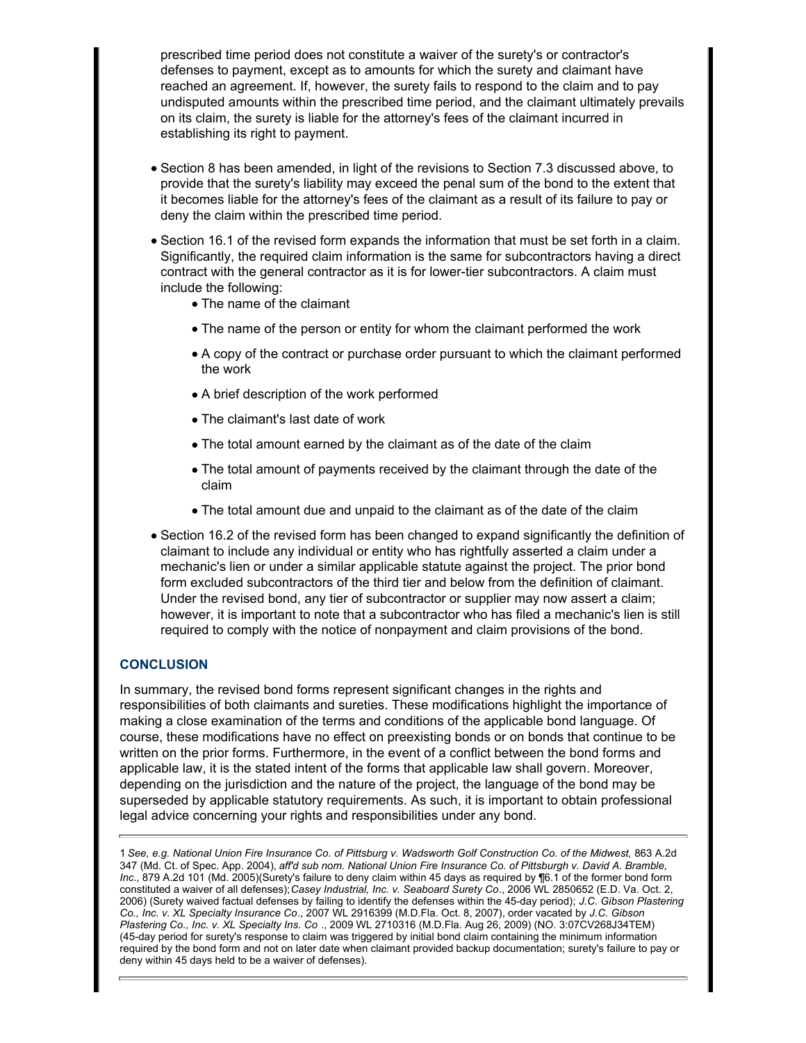prescribed time period does not constitute a waiver of the surety's or contractor's defenses to payment, except as to amounts for which the surety and claimant have reached an agreement. If, however, the surety fails to respond to the claim and to pay undisputed amounts within the prescribed time period, and the claimant ultimately prevails on its claim, the surety is liable for the attorney's fees of the claimant incurred in establishing its right to payment.

- Section 8 has been amended, in light of the revisions to Section 7.3 discussed above, to provide that the surety's liability may exceed the penal sum of the bond to the extent that it becomes liable for the attorney's fees of the claimant as a result of its failure to pay or deny the claim within the prescribed time period.
- Section 16.1 of the revised form expands the information that must be set forth in a claim. Significantly, the required claim information is the same for subcontractors having a direct contract with the general contractor as it is for lower-tier subcontractors. A claim must include the following:
    - The name of the claimant
    - The name of the person or entity for whom the claimant performed the work
    - A copy of the contract or purchase order pursuant to which the claimant performed the work
    - A brief description of the work performed
    - The claimant's last date of work
    - The total amount earned by the claimant as of the date of the claim
    - The total amount of payments received by the claimant through the date of the claim
    - The total amount due and unpaid to the claimant as of the date of the claim
- Section 16.2 of the revised form has been changed to expand significantly the definition of claimant to include any individual or entity who has rightfully asserted a claim under a mechanic's lien or under a similar applicable statute against the project. The prior bond form excluded subcontractors of the third tier and below from the definition of claimant. Under the revised bond, any tier of subcontractor or supplier may now assert a claim; however, it is important to note that a subcontractor who has filed a mechanic's lien is still required to comply with the notice of nonpayment and claim provisions of the bond.

## CONCLUSION

In summary, the revised bond forms represent significant changes in the rights and responsibilities of both claimants and sureties. These modifications highlight the importance of making a close examination of the terms and conditions of the applicable bond language. Of course, these modifications have no effect on preexisting bonds or on bonds that continue to be written on the prior forms. Furthermore, in the event of a conflict between the bond forms and applicable law, it is the stated intent of the forms that applicable law shall govern. Moreover, depending on the jurisdiction and the nature of the project, the language of the bond may be superseded by applicable statutory requirements. As such, it is important to obtain professional legal advice concerning your rights and responsibilities under any bond.

---

1 *See, e.g. National Union Fire Insurance Co. of Pittsburg v. Wadsworth Golf Construction Co. of the Midwest,* 863 A.2d 347 (Md. Ct. of Spec. App. 2004), *aff'd sub nom. National Union Fire Insurance Co. of Pittsburgh v. David A. Bramble, Inc.,* 879 A.2d 101 (Md. 2005)(Surety's failure to deny claim within 45 days as required by ¶6.1 of the former bond form constituted a waiver of all defenses);*Casey Industrial, Inc. v. Seaboard Surety Co*., 2006 WL 2850652 (E.D. Va. Oct. 2, 2006) (Surety waived factual defenses by failing to identify the defenses within the 45-day period); *J.C. Gibson Plastering Co., Inc. v. XL Specialty Insurance Co*., 2007 WL 2916399 (M.D.Fla. Oct. 8, 2007), order vacated by *J.C. Gibson Plastering Co., Inc. v. XL Specialty Ins. Co* ., 2009 WL 2710316 (M.D.Fla. Aug 26, 2009) (NO. 3:07CV268J34TEM) (45-day period for surety's response to claim was triggered by initial bond claim containing the minimum information required by the bond form and not on later date when claimant provided backup documentation; surety's failure to pay or deny within 45 days held to be a waiver of defenses).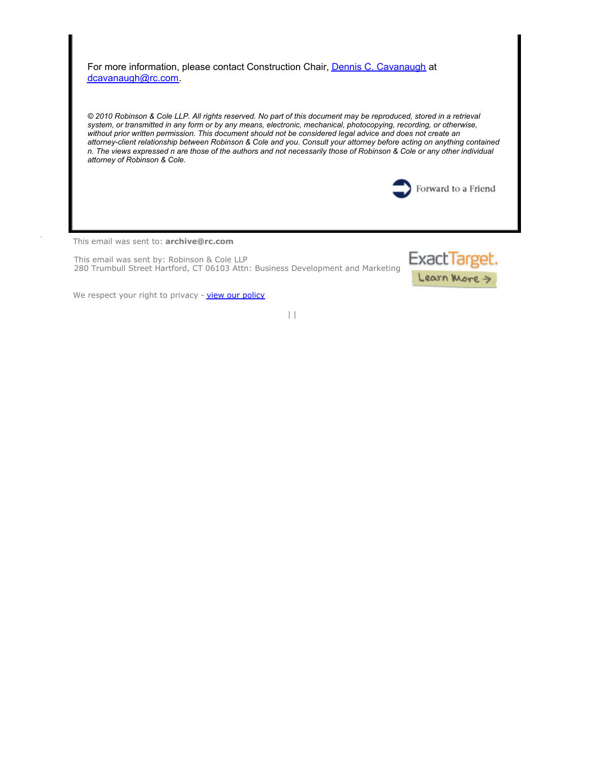For more information, please contact Construction Chair, Dennis C. Cavanaugh at dcavanaugh@rc.com.

*© 2010 Robinson & Cole LLP. All rights reserved. No part of this document may be reproduced, stored in a retrieval system, or transmitted in any form or by any means, electronic, mechanical, photocopying, recording, or otherwise, without prior written permission. This document should not be considered legal advice and does not create an attorney-client relationship between Robinson & Cole and you. Consult your attorney before acting on anything contained n. The views expressed n are those of the authors and not necessarily those of Robinson & Cole or any other individual attorney of Robinson & Cole.*

Forward to a Friend

This email was sent to: **archive@rc.com**

This email was sent by: Robinson & Cole LLP
280 Trumbull Street Hartford, CT 06103 Attn: Business Development and Marketing

ExactTarget. Learn More →

We respect your right to privacy - view our policy

| |